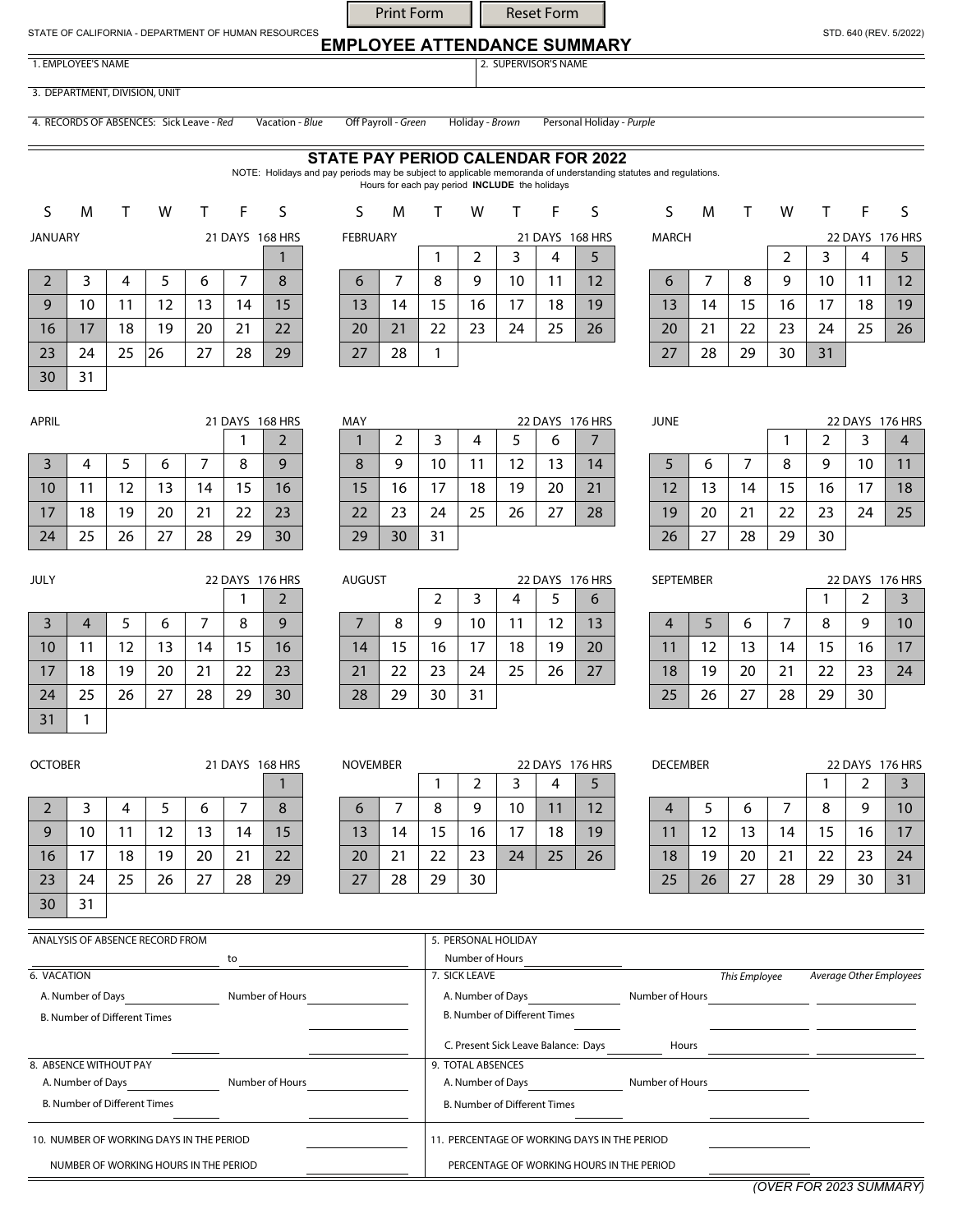STATE OF CALIFORNIA - DEPARTMENT OF HUMAN RESOURCES

STD. 640 (REV. 5/2022)

# EMPLOYEE ATTENDANCE SUMMARY

1. EMPLOYEE'S NAME
2. SUPERVISOR'S NAME
3. DEPARTMENT, DIVISION, UNIT
4. RECORDS OF ABSENCES: Sick Leave - *Red* Vacation - *Blue* Off Payroll - *Green* Holiday - *Brown* Personal Holiday - *Purple*

## STATE PAY PERIOD CALENDAR FOR 2022

NOTE: Holidays and pay periods may be subject to applicable memoranda of understanding statutes and regulations.
Hours for each pay period **INCLUDE** the holidays

**JANUARY** — 21 DAYS 168 HRS

| S | M | T | W | T | F | S |
|---|---|---|---|---|---|---|
| | | | | | | 1 |
| 2 | 3 | 4 | 5 | 6 | 7 | 8 |
| 9 | 10 | 11 | 12 | 13 | 14 | 15 |
| 16 | 17 | 18 | 19 | 20 | 21 | 22 |
| 23 | 24 | 25 | 26 | 27 | 28 | 29 |
| 30 | 31 | | | | | |

**FEBRUARY** — 21 DAYS 168 HRS

| S | M | T | W | T | F | S |
|---|---|---|---|---|---|---|
| | | 1 | 2 | 3 | 4 | 5 |
| 6 | 7 | 8 | 9 | 10 | 11 | 12 |
| 13 | 14 | 15 | 16 | 17 | 18 | 19 |
| 20 | 21 | 22 | 23 | 24 | 25 | 26 |
| 27 | 28 | 1 | | | | |

**MARCH** — 22 DAYS 176 HRS

| S | M | T | W | T | F | S |
|---|---|---|---|---|---|---|
| | | | 2 | 3 | 4 | 5 |
| 6 | 7 | 8 | 9 | 10 | 11 | 12 |
| 13 | 14 | 15 | 16 | 17 | 18 | 19 |
| 20 | 21 | 22 | 23 | 24 | 25 | 26 |
| 27 | 28 | 29 | 30 | 31 | | |

**APRIL** — 21 DAYS 168 HRS

| S | M | T | W | T | F | S |
|---|---|---|---|---|---|---|
| | | | | | 1 | 2 |
| 3 | 4 | 5 | 6 | 7 | 8 | 9 |
| 10 | 11 | 12 | 13 | 14 | 15 | 16 |
| 17 | 18 | 19 | 20 | 21 | 22 | 23 |
| 24 | 25 | 26 | 27 | 28 | 29 | 30 |

**MAY** — 22 DAYS 176 HRS

| S | M | T | W | T | F | S |
|---|---|---|---|---|---|---|
| 1 | 2 | 3 | 4 | 5 | 6 | 7 |
| 8 | 9 | 10 | 11 | 12 | 13 | 14 |
| 15 | 16 | 17 | 18 | 19 | 20 | 21 |
| 22 | 23 | 24 | 25 | 26 | 27 | 28 |
| 29 | 30 | 31 | | | | |

**JUNE** — 22 DAYS 176 HRS

| S | M | T | W | T | F | S |
|---|---|---|---|---|---|---|
| | | | 1 | 2 | 3 | 4 |
| 5 | 6 | 7 | 8 | 9 | 10 | 11 |
| 12 | 13 | 14 | 15 | 16 | 17 | 18 |
| 19 | 20 | 21 | 22 | 23 | 24 | 25 |
| 26 | 27 | 28 | 29 | 30 | | |

**JULY** — 22 DAYS 176 HRS

| S | M | T | W | T | F | S |
|---|---|---|---|---|---|---|
| | | | | | 1 | 2 |
| 3 | 4 | 5 | 6 | 7 | 8 | 9 |
| 10 | 11 | 12 | 13 | 14 | 15 | 16 |
| 17 | 18 | 19 | 20 | 21 | 22 | 23 |
| 24 | 25 | 26 | 27 | 28 | 29 | 30 |
| 31 | 1 | | | | | |

**AUGUST** — 22 DAYS 176 HRS

| S | M | T | W | T | F | S |
|---|---|---|---|---|---|---|
| | | 2 | 3 | 4 | 5 | 6 |
| 7 | 8 | 9 | 10 | 11 | 12 | 13 |
| 14 | 15 | 16 | 17 | 18 | 19 | 20 |
| 21 | 22 | 23 | 24 | 25 | 26 | 27 |
| 28 | 29 | 30 | 31 | | | |

**SEPTEMBER** — 22 DAYS 176 HRS

| S | M | T | W | T | F | S |
|---|---|---|---|---|---|---|
| | | | | 1 | 2 | 3 |
| 4 | 5 | 6 | 7 | 8 | 9 | 10 |
| 11 | 12 | 13 | 14 | 15 | 16 | 17 |
| 18 | 19 | 20 | 21 | 22 | 23 | 24 |
| 25 | 26 | 27 | 28 | 29 | 30 | |

**OCTOBER** — 21 DAYS 168 HRS

| S | M | T | W | T | F | S |
|---|---|---|---|---|---|---|
| | | | | | | 1 |
| 2 | 3 | 4 | 5 | 6 | 7 | 8 |
| 9 | 10 | 11 | 12 | 13 | 14 | 15 |
| 16 | 17 | 18 | 19 | 20 | 21 | 22 |
| 23 | 24 | 25 | 26 | 27 | 28 | 29 |
| 30 | 31 | | | | | |

**NOVEMBER** — 22 DAYS 176 HRS

| S | M | T | W | T | F | S |
|---|---|---|---|---|---|---|
| | | 1 | 2 | 3 | 4 | 5 |
| 6 | 7 | 8 | 9 | 10 | 11 | 12 |
| 13 | 14 | 15 | 16 | 17 | 18 | 19 |
| 20 | 21 | 22 | 23 | 24 | 25 | 26 |
| 27 | 28 | 29 | 30 | | | |

**DECEMBER** — 22 DAYS 176 HRS

| S | M | T | W | T | F | S |
|---|---|---|---|---|---|---|
| | | | | 1 | 2 | 3 |
| 4 | 5 | 6 | 7 | 8 | 9 | 10 |
| 11 | 12 | 13 | 14 | 15 | 16 | 17 |
| 18 | 19 | 20 | 21 | 22 | 23 | 24 |
| 25 | 26 | 27 | 28 | 29 | 30 | 31 |

ANALYSIS OF ABSENCE RECORD FROM ____________ to ____________

5. PERSONAL HOLIDAY
   Number of Hours ____________

6. VACATION
   A. Number of Days ____________ Number of Hours ____________
   B. Number of Different Times ____________ ____________

7. SICK LEAVE — *This Employee* / *Average Other Employees*
   A. Number of Days ____________ Number of Hours ____________ ____________
   B. Number of Different Times ____________ ____________ ____________
   C. Present Sick Leave Balance: Days ____________ Hours ____________ ____________

8. ABSENCE WITHOUT PAY
   A. Number of Days ____________ Number of Hours ____________
   B. Number of Different Times ____________ ____________

9. TOTAL ABSENCES
   A. Number of Days ____________ Number of Hours ____________
   B. Number of Different Times ____________ ____________

10. NUMBER OF WORKING DAYS IN THE PERIOD ____________
    NUMBER OF WORKING HOURS IN THE PERIOD ____________

11. PERCENTAGE OF WORKING DAYS IN THE PERIOD ____________
    PERCENTAGE OF WORKING HOURS IN THE PERIOD ____________

*(OVER FOR 2023 SUMMARY)*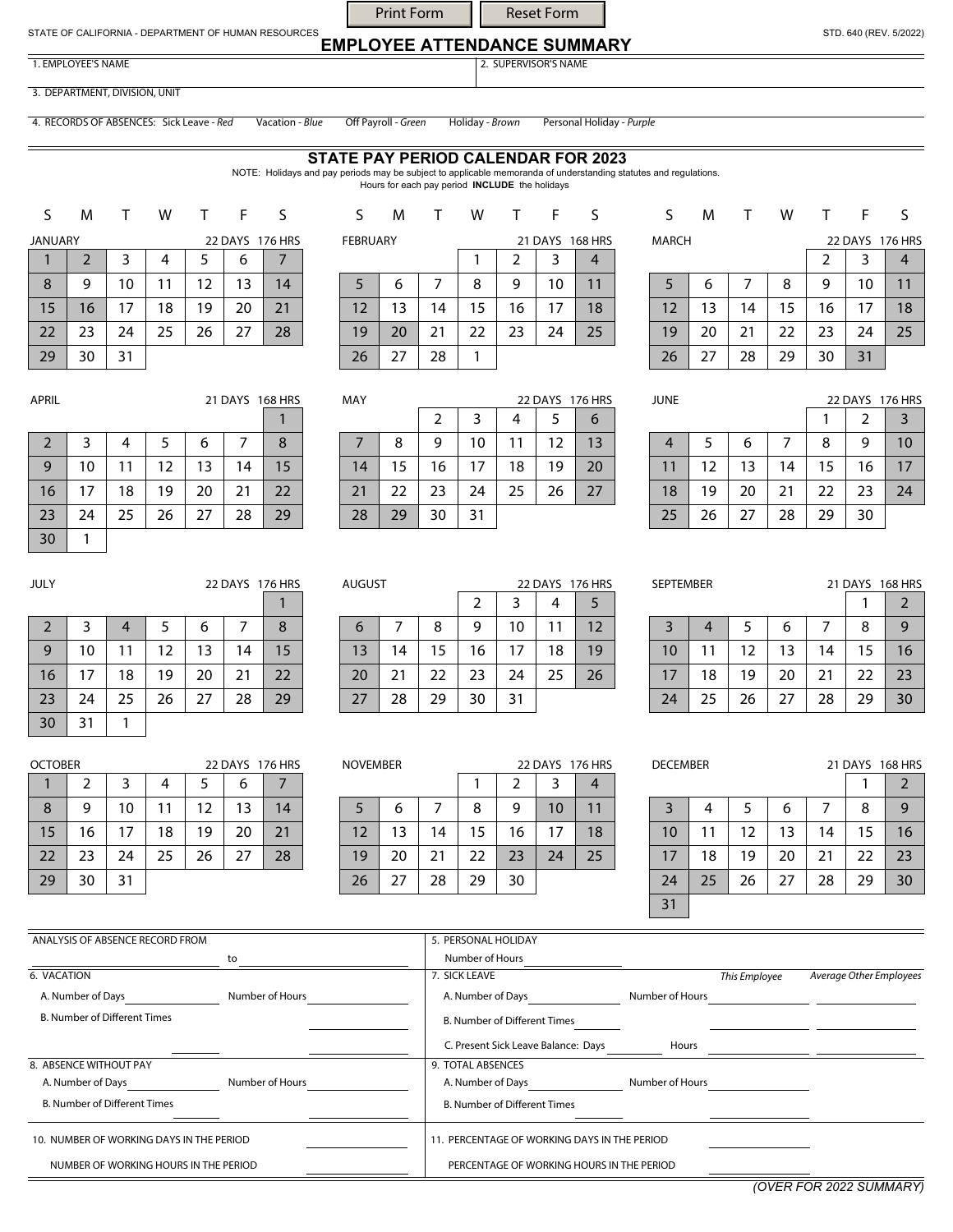STATE OF CALIFORNIA - DEPARTMENT OF HUMAN RESOURCES

STD. 640 (REV. 5/2022)

# EMPLOYEE ATTENDANCE SUMMARY

1. EMPLOYEE'S NAME

2. SUPERVISOR'S NAME

3. DEPARTMENT, DIVISION, UNIT

4. RECORDS OF ABSENCES: Sick Leave - *Red* Vacation - *Blue* Off Payroll - *Green* Holiday - *Brown* Personal Holiday - *Purple*

## STATE PAY PERIOD CALENDAR FOR 2023

NOTE: Holidays and pay periods may be subject to applicable memoranda of understanding statutes and regulations.
Hours for each pay period **INCLUDE** the holidays

### JANUARY — 22 DAYS 176 HRS

| S | M | T | W | T | F | S |
|---|---|---|---|---|---|---|
| 1 | 2 | 3 | 4 | 5 | 6 | 7 |
| 8 | 9 | 10 | 11 | 12 | 13 | 14 |
| 15 | 16 | 17 | 18 | 19 | 20 | 21 |
| 22 | 23 | 24 | 25 | 26 | 27 | 28 |
| 29 | 30 | 31 | | | | |

### FEBRUARY — 21 DAYS 168 HRS

| S | M | T | W | T | F | S |
|---|---|---|---|---|---|---|
| | | | 1 | 2 | 3 | 4 |
| 5 | 6 | 7 | 8 | 9 | 10 | 11 |
| 12 | 13 | 14 | 15 | 16 | 17 | 18 |
| 19 | 20 | 21 | 22 | 23 | 24 | 25 |
| 26 | 27 | 28 | 1 | | | |

### MARCH — 22 DAYS 176 HRS

| S | M | T | W | T | F | S |
|---|---|---|---|---|---|---|
| | | | | 2 | 3 | 4 |
| 5 | 6 | 7 | 8 | 9 | 10 | 11 |
| 12 | 13 | 14 | 15 | 16 | 17 | 18 |
| 19 | 20 | 21 | 22 | 23 | 24 | 25 |
| 26 | 27 | 28 | 29 | 30 | 31 | |

### APRIL — 21 DAYS 168 HRS

| S | M | T | W | T | F | S |
|---|---|---|---|---|---|---|
| | | | | | | 1 |
| 2 | 3 | 4 | 5 | 6 | 7 | 8 |
| 9 | 10 | 11 | 12 | 13 | 14 | 15 |
| 16 | 17 | 18 | 19 | 20 | 21 | 22 |
| 23 | 24 | 25 | 26 | 27 | 28 | 29 |
| 30 | 1 | | | | | |

### MAY — 22 DAYS 176 HRS

| S | M | T | W | T | F | S |
|---|---|---|---|---|---|---|
| | | 2 | 3 | 4 | 5 | 6 |
| 7 | 8 | 9 | 10 | 11 | 12 | 13 |
| 14 | 15 | 16 | 17 | 18 | 19 | 20 |
| 21 | 22 | 23 | 24 | 25 | 26 | 27 |
| 28 | 29 | 30 | 31 | | | |

### JUNE — 22 DAYS 176 HRS

| S | M | T | W | T | F | S |
|---|---|---|---|---|---|---|
| | | | | 1 | 2 | 3 |
| 4 | 5 | 6 | 7 | 8 | 9 | 10 |
| 11 | 12 | 13 | 14 | 15 | 16 | 17 |
| 18 | 19 | 20 | 21 | 22 | 23 | 24 |
| 25 | 26 | 27 | 28 | 29 | 30 | |

### JULY — 22 DAYS 176 HRS

| S | M | T | W | T | F | S |
|---|---|---|---|---|---|---|
| | | | | | | 1 |
| 2 | 3 | 4 | 5 | 6 | 7 | 8 |
| 9 | 10 | 11 | 12 | 13 | 14 | 15 |
| 16 | 17 | 18 | 19 | 20 | 21 | 22 |
| 23 | 24 | 25 | 26 | 27 | 28 | 29 |
| 30 | 31 | 1 | | | | |

### AUGUST — 22 DAYS 176 HRS

| S | M | T | W | T | F | S |
|---|---|---|---|---|---|---|
| | | | 2 | 3 | 4 | 5 |
| 6 | 7 | 8 | 9 | 10 | 11 | 12 |
| 13 | 14 | 15 | 16 | 17 | 18 | 19 |
| 20 | 21 | 22 | 23 | 24 | 25 | 26 |
| 27 | 28 | 29 | 30 | 31 | | |

### SEPTEMBER — 21 DAYS 168 HRS

| S | M | T | W | T | F | S |
|---|---|---|---|---|---|---|
| | | | | | 1 | 2 |
| 3 | 4 | 5 | 6 | 7 | 8 | 9 |
| 10 | 11 | 12 | 13 | 14 | 15 | 16 |
| 17 | 18 | 19 | 20 | 21 | 22 | 23 |
| 24 | 25 | 26 | 27 | 28 | 29 | 30 |

### OCTOBER — 22 DAYS 176 HRS

| S | M | T | W | T | F | S |
|---|---|---|---|---|---|---|
| 1 | 2 | 3 | 4 | 5 | 6 | 7 |
| 8 | 9 | 10 | 11 | 12 | 13 | 14 |
| 15 | 16 | 17 | 18 | 19 | 20 | 21 |
| 22 | 23 | 24 | 25 | 26 | 27 | 28 |
| 29 | 30 | 31 | | | | |

### NOVEMBER — 22 DAYS 176 HRS

| S | M | T | W | T | F | S |
|---|---|---|---|---|---|---|
| | | | 1 | 2 | 3 | 4 |
| 5 | 6 | 7 | 8 | 9 | 10 | 11 |
| 12 | 13 | 14 | 15 | 16 | 17 | 18 |
| 19 | 20 | 21 | 22 | 23 | 24 | 25 |
| 26 | 27 | 28 | 29 | 30 | | |

### DECEMBER — 21 DAYS 168 HRS

| S | M | T | W | T | F | S |
|---|---|---|---|---|---|---|
| | | | | | 1 | 2 |
| 3 | 4 | 5 | 6 | 7 | 8 | 9 |
| 10 | 11 | 12 | 13 | 14 | 15 | 16 |
| 17 | 18 | 19 | 20 | 21 | 22 | 23 |
| 24 | 25 | 26 | 27 | 28 | 29 | 30 |
| 31 | | | | | | |

ANALYSIS OF ABSENCE RECORD FROM ____________ to ____________

5. PERSONAL HOLIDAY
Number of Hours ____________

6. VACATION
A. Number of Days ____________ Number of Hours ____________
B. Number of Different Times ____________ ____________

7. SICK LEAVE — *This Employee* / *Average Other Employees*
A. Number of Days ____________ Number of Hours ____________ ____________
B. Number of Different Times ____________ ____________ ____________
C. Present Sick Leave Balance: Days ____________ Hours ____________ ____________

8. ABSENCE WITHOUT PAY
A. Number of Days ____________ Number of Hours ____________
B. Number of Different Times ____________ ____________

9. TOTAL ABSENCES
A. Number of Days ____________ Number of Hours ____________
B. Number of Different Times ____________ ____________

10. NUMBER OF WORKING DAYS IN THE PERIOD ____________
NUMBER OF WORKING HOURS IN THE PERIOD ____________

11. PERCENTAGE OF WORKING DAYS IN THE PERIOD ____________
PERCENTAGE OF WORKING HOURS IN THE PERIOD ____________

*(OVER FOR 2022 SUMMARY)*